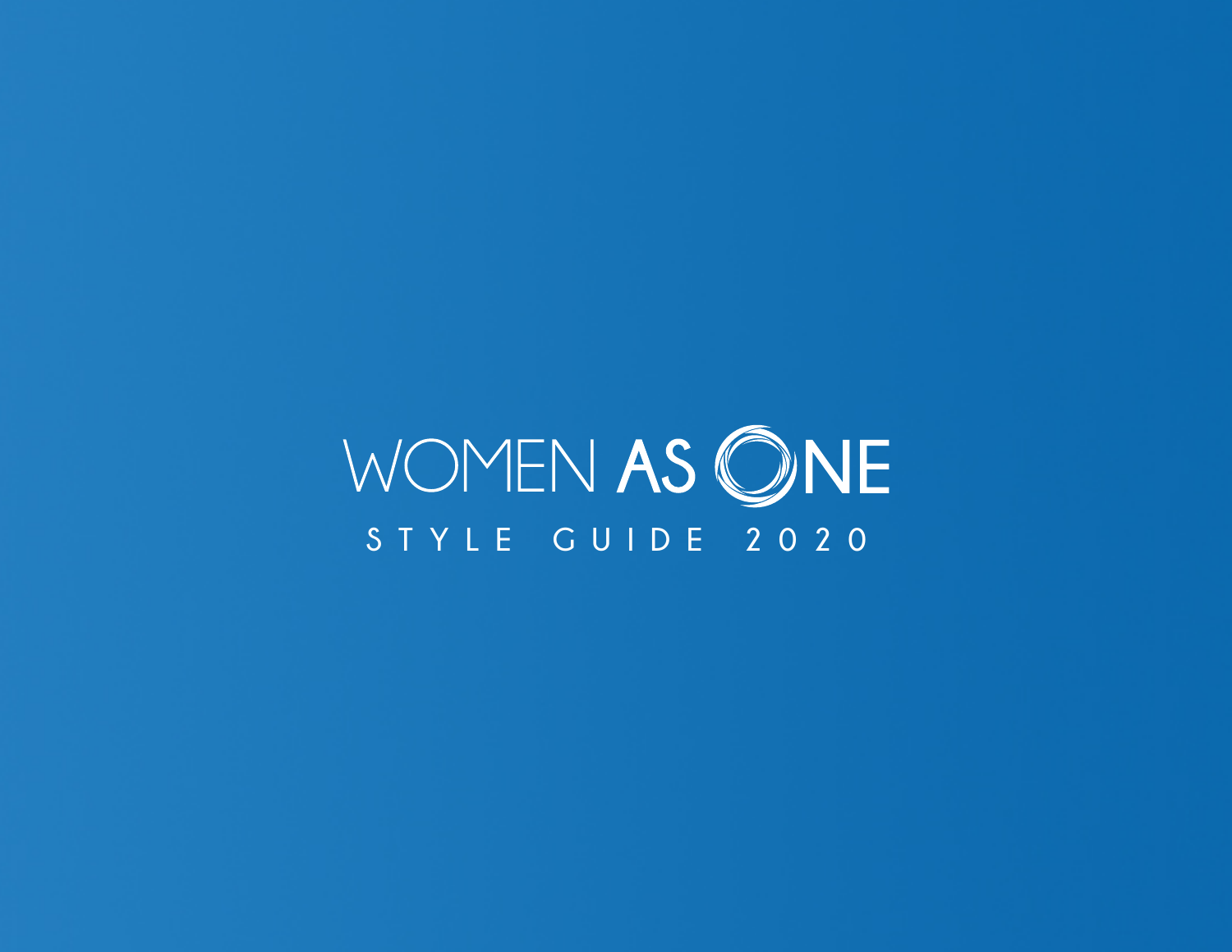# WOMEN AS ONE

STYLE GUIDE 2020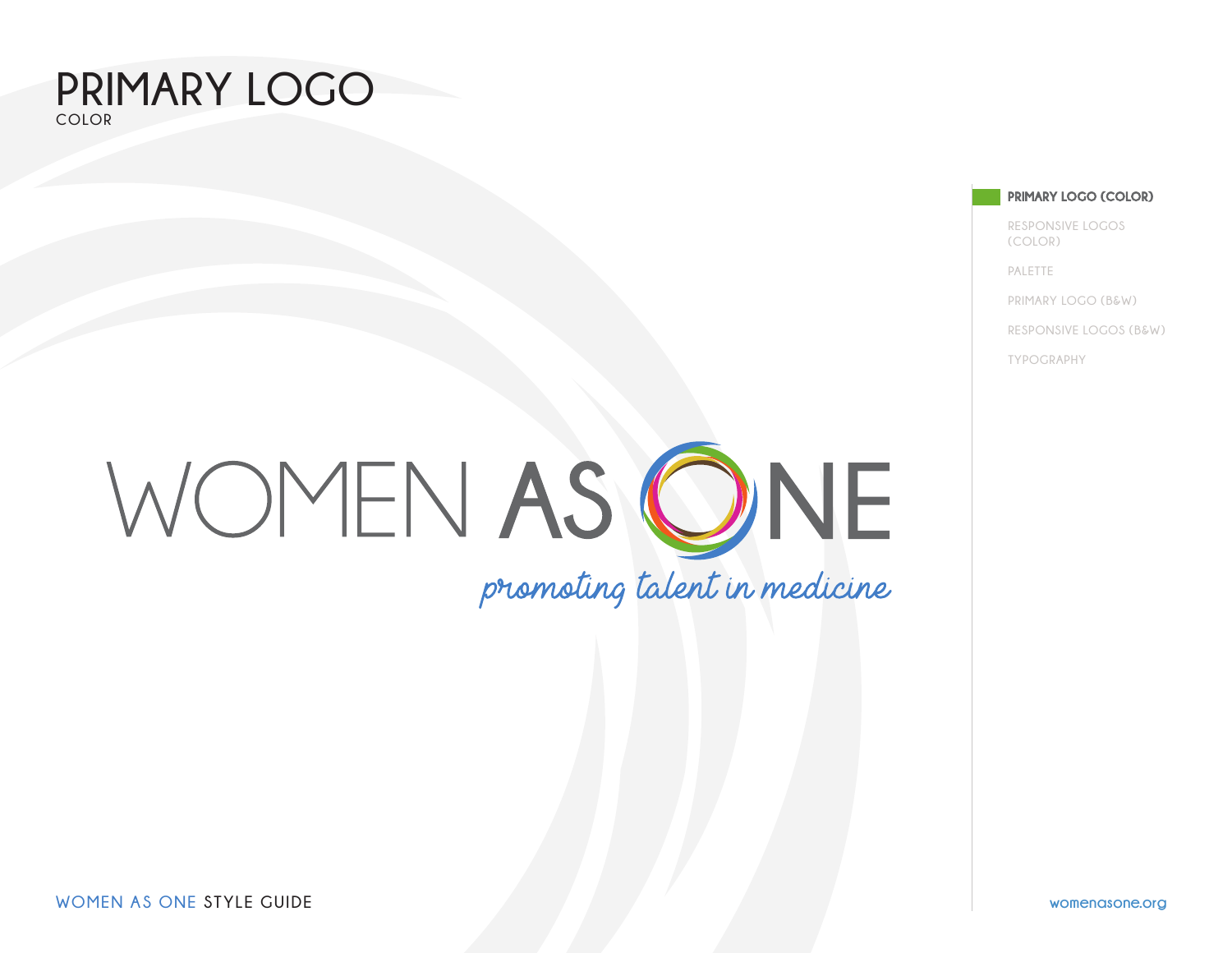# PRIMARY LOGO

COLOR

- **PRIMARY LOGO (COLOR)**
- RESPONSIVE LOGOS (COLOR)
- PALETTE
- PRIMARY LOGO (B&W)
- RESPONSIVE LOGOS (B&W)
- TYPOGRAPHY

WOMEN AS ONE

*promoting talent in medicine*

WOMEN AS ONE STYLE GUIDE

womenasone.org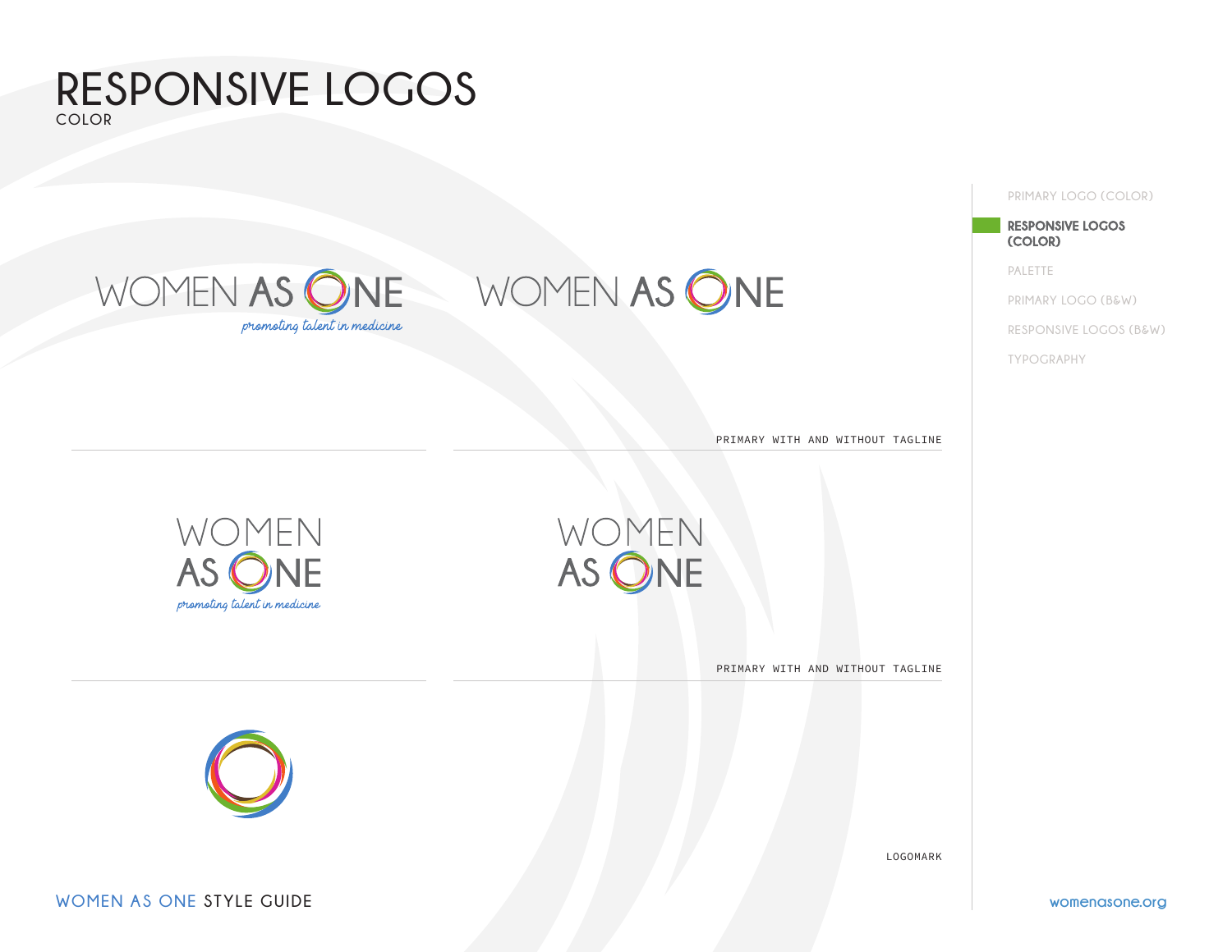# RESPONSIVE LOGOS

COLOR

- PRIMARY LOGO (COLOR)
- **RESPONSIVE LOGOS (COLOR)**
- PALETTE
- PRIMARY LOGO (B&W)
- RESPONSIVE LOGOS (B&W)
- TYPOGRAPHY

WOMEN AS ONE
*promoting talent in medicine*

WOMEN AS ONE

PRIMARY WITH AND WITHOUT TAGLINE

WOMEN
AS ONE
*promoting talent in medicine*

WOMEN
AS ONE

PRIMARY WITH AND WITHOUT TAGLINE

LOGOMARK

WOMEN AS ONE STYLE GUIDE

womenasone.org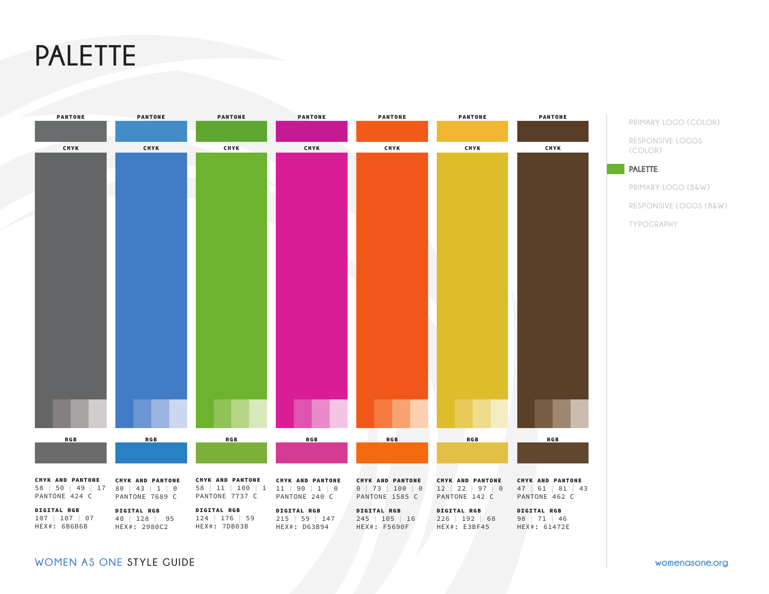# PALETTE

| | Color 1 | Color 2 | Color 3 | Color 4 | Color 5 | Color 6 | Color 7 |
|---|---|---|---|---|---|---|---|
| **CMYK AND PANTONE** | 58 \| 50 \| 49 \| 17 | 80 \| 43 \| 1 \| 0 | 58 \| 11 \| 100 \| 1 | 11 \| 90 \| 1 \| 0 | 0 \| 73 \| 100 \| 0 | 12 \| 22 \| 97 \| 0 | 47 \| 61 \| 81 \| 43 |
| | PANTONE 424 C | PANTONE 7689 C | PANTONE 7737 C | PANTONE 240 C | PANTONE 1585 C | PANTONE 142 C | PANTONE 462 C |
| **DIGITAL RGB** | 107 \| 107 \| 07 | 40 \| 128 \| 95 | 124 \| 176 \| 59 | 215 \| 59 \| 147 | 245 \| 105 \| 16 | 226 \| 192 \| 68 | 98 \| 71 \| 46 |
| | HEX#: 6B6B6B | HEX#: 2980C2 | HEX#: 7DB03B | HEX#: D63B94 | HEX#: F5690F | HEX#: E3BF45 | HEX#: 61472E |

- PRIMARY LOGO (COLOR)
- RESPONSIVE LOGOS (COLOR)
- **PALETTE**
- PRIMARY LOGO (B&W)
- RESPONSIVE LOGOS (B&W)
- TYPOGRAPHY

WOMEN AS ONE STYLE GUIDE

womenasone.org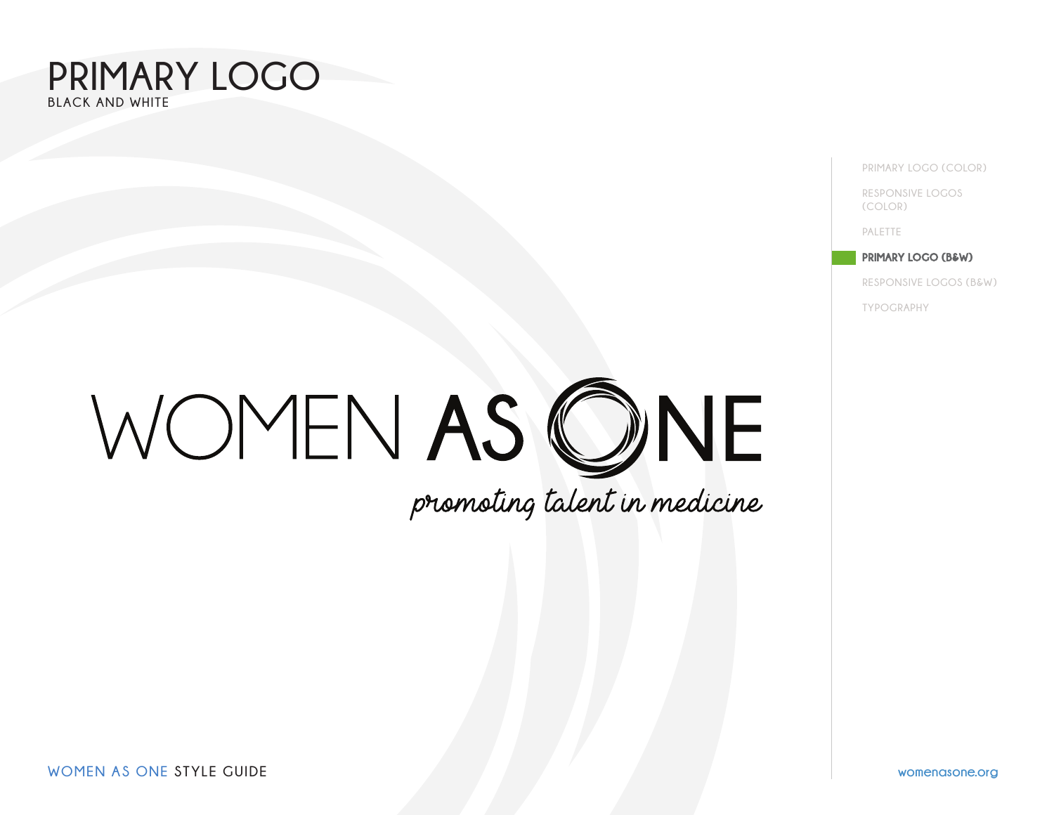# PRIMARY LOGO

BLACK AND WHITE

- PRIMARY LOGO (COLOR)
- RESPONSIVE LOGOS (COLOR)
- PALETTE
- **PRIMARY LOGO (B&W)**
- RESPONSIVE LOGOS (B&W)
- TYPOGRAPHY

WOMEN AS ONE

*promoting talent in medicine*

WOMEN AS ONE STYLE GUIDE

womenasone.org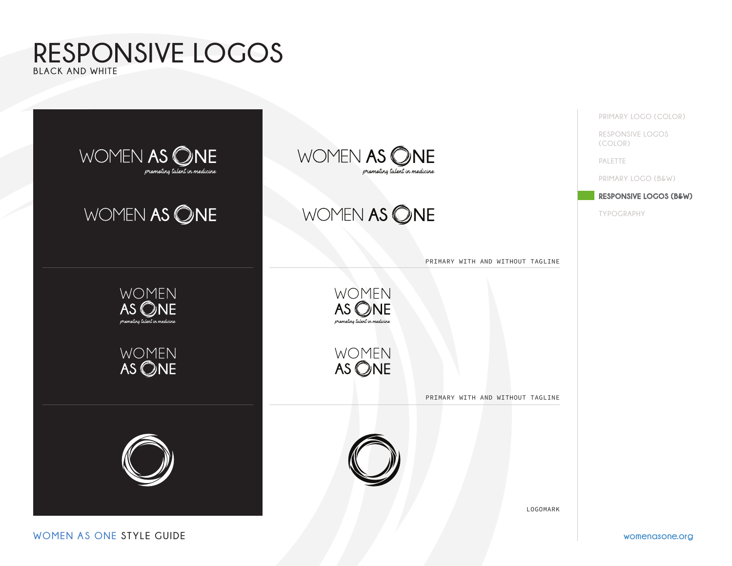# RESPONSIVE LOGOS

BLACK AND WHITE

WOMEN AS ONE
*promoting talent in medicine*

WOMEN AS ONE

WOMEN AS ONE
*promoting talent in medicine*

WOMEN AS ONE

PRIMARY WITH AND WITHOUT TAGLINE

WOMEN
AS ONE
*promoting talent in medicine*

WOMEN
AS ONE

WOMEN
AS ONE
*promoting talent in medicine*

WOMEN
AS ONE

PRIMARY WITH AND WITHOUT TAGLINE

LOGOMARK

- PRIMARY LOGO (COLOR)
- RESPONSIVE LOGOS (COLOR)
- PALETTE
- PRIMARY LOGO (B&W)
- **RESPONSIVE LOGOS (B&W)**
- TYPOGRAPHY

WOMEN AS ONE STYLE GUIDE

womenasone.org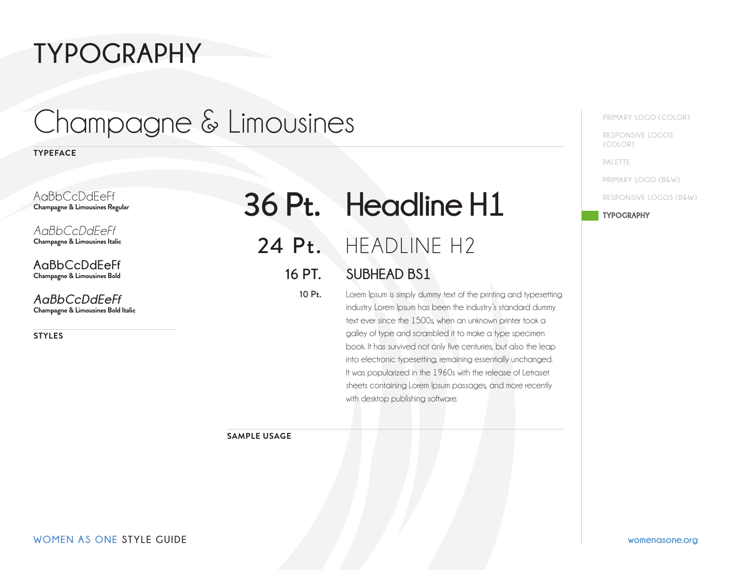# TYPOGRAPHY

## Champagne & Limousines

**TYPEFACE**

AaBbCcDdEeFf
**Champagne & Limousines Regular**

*AaBbCcDdEeFf*
**Champagne & Limousines Italic**

**AaBbCcDdEeFf**
**Champagne & Limousines Bold**

***AaBbCcDdEeFf***
**Champagne & Limousines Bold Italic**

**STYLES**

36 Pt. Headline H1

24 Pt. HEADLINE H2

16 PT. SUBHEAD BS1

10 Pt. Lorem Ipsum is simply dummy text of the printing and typesetting industry. Lorem Ipsum has been the industry's standard dummy text ever since the 1500s, when an unknown printer took a galley of type and scrambled it to make a type specimen book. It has survived not only five centuries, but also the leap into electronic typesetting, remaining essentially unchanged. It was popularized in the 1960s with the release of Letraset sheets containing Lorem Ipsum passages, and more recently with desktop publishing software.

**SAMPLE USAGE**

- PRIMARY LOGO (COLOR)
- RESPONSIVE LOGOS (COLOR)
- PALETTE
- PRIMARY LOGO (B&W)
- RESPONSIVE LOGOS (B&W)
- **TYPOGRAPHY**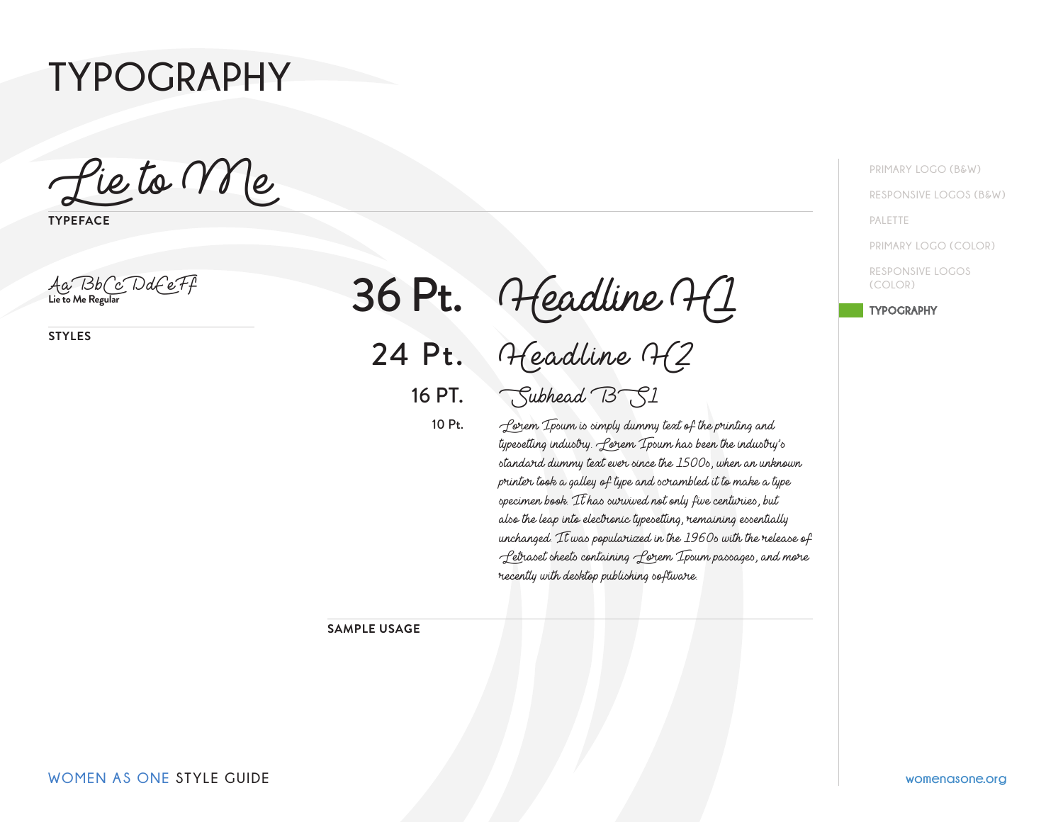# TYPOGRAPHY

## Lie to Me

**TYPEFACE**

Aa Bb Cc Dd Ee Ff
**Lie to Me Regular**

**STYLES**

36 Pt. Headline H1

24 Pt. Headline H2

16 PT. Subhead B S1

10 Pt. Lorem Ipsum is simply dummy text of the printing and typesetting industry. Lorem Ipsum has been the industry's standard dummy text ever since the 1500s, when an unknown printer took a galley of type and scrambled it to make a type specimen book. It has survived not only five centuries, but also the leap into electronic typesetting, remaining essentially unchanged. It was popularized in the 1960s with the release of Letraset sheets containing Lorem Ipsum passages, and more recently with desktop publishing software.

**SAMPLE USAGE**

- PRIMARY LOGO (B&W)
- RESPONSIVE LOGOS (B&W)
- PALETTE
- PRIMARY LOGO (COLOR)
- RESPONSIVE LOGOS (COLOR)
- **TYPOGRAPHY**

WOMEN AS ONE STYLE GUIDE

womenasone.org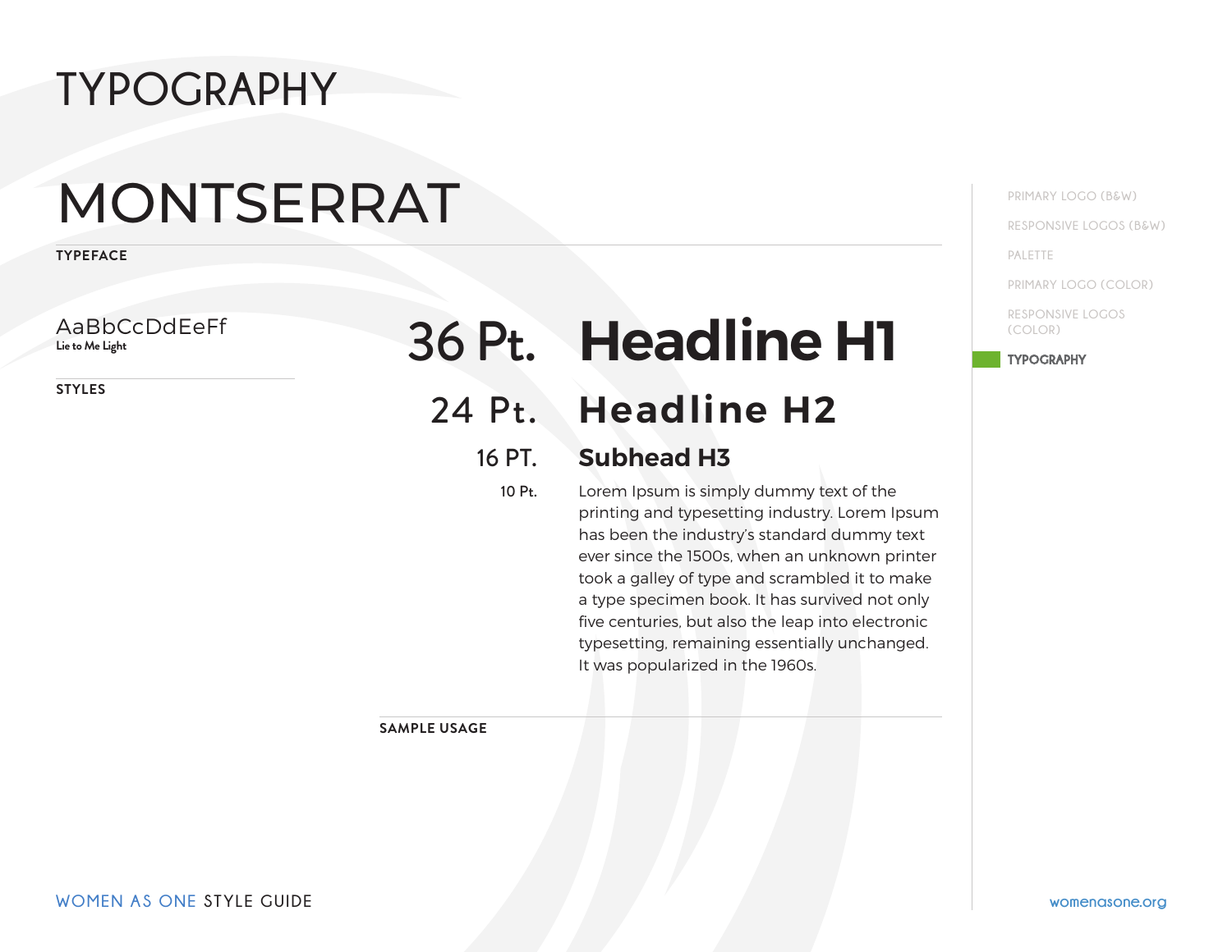# TYPOGRAPHY

## MONTSERRAT

**TYPEFACE**

AaBbCcDdEeFf
Lie to Me Light

**STYLES**

| | |
|---|---|
| 36 Pt. | **Headline H1** |
| 24 Pt. | **Headline H2** |
| 16 PT. | **Subhead H3** |
| 10 Pt. | Lorem Ipsum is simply dummy text of the printing and typesetting industry. Lorem Ipsum has been the industry's standard dummy text ever since the 1500s, when an unknown printer took a galley of type and scrambled it to make a type specimen book. It has survived not only five centuries, but also the leap into electronic typesetting, remaining essentially unchanged. It was popularized in the 1960s. |

**SAMPLE USAGE**

PRIMARY LOGO (B&W)

RESPONSIVE LOGOS (B&W)

PALETTE

PRIMARY LOGO (COLOR)

RESPONSIVE LOGOS (COLOR)

**TYPOGRAPHY**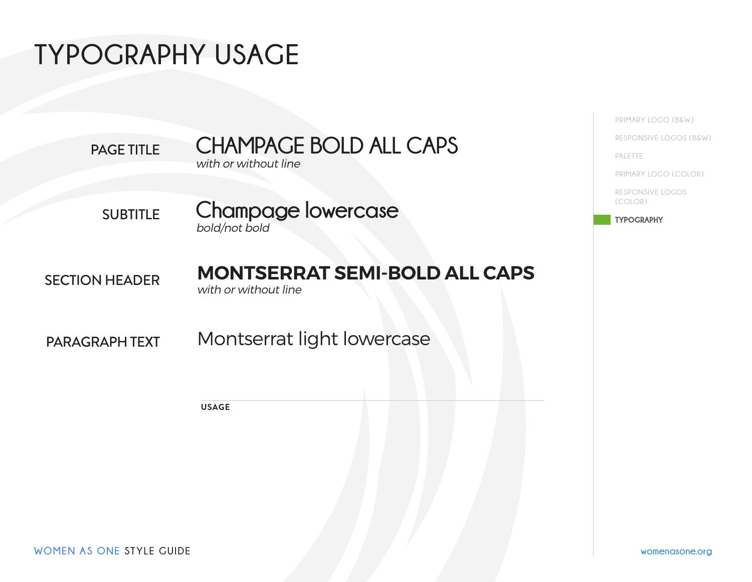# TYPOGRAPHY USAGE

| | |
|---|---|
| PAGE TITLE | CHAMPAGE BOLD ALL CAPS<br>*with or without line* |
| SUBTITLE | Champage lowercase<br>*bold/not bold* |
| SECTION HEADER | **MONTSERRAT SEMI-BOLD ALL CAPS**<br>*with or without line* |
| PARAGRAPH TEXT | Montserrat light lowercase |

**USAGE**

PRIMARY LOGO (B&W)

RESPONSIVE LOGOS (B&W)

PALETTE

PRIMARY LOGO (COLOR)

RESPONSIVE LOGOS (COLOR)

**TYPOGRAPHY**

WOMEN AS ONE STYLE GUIDE

womenasone.org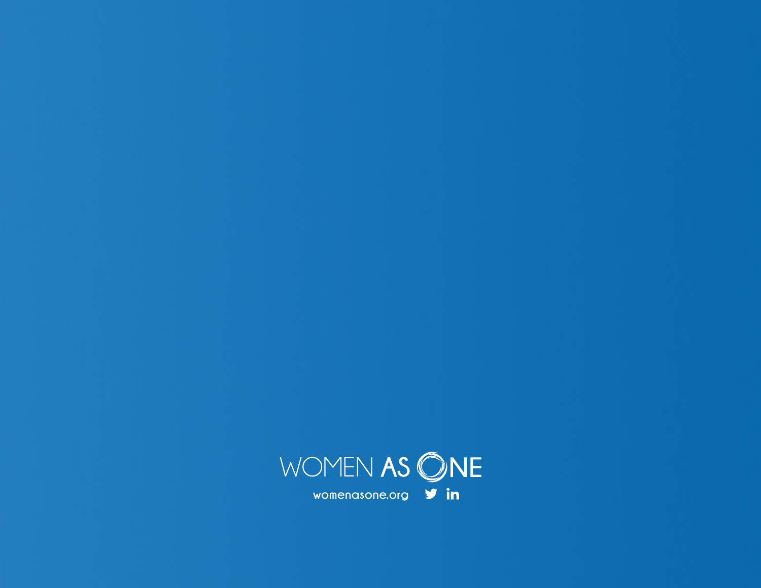WOMEN AS ONE

womenasone.org